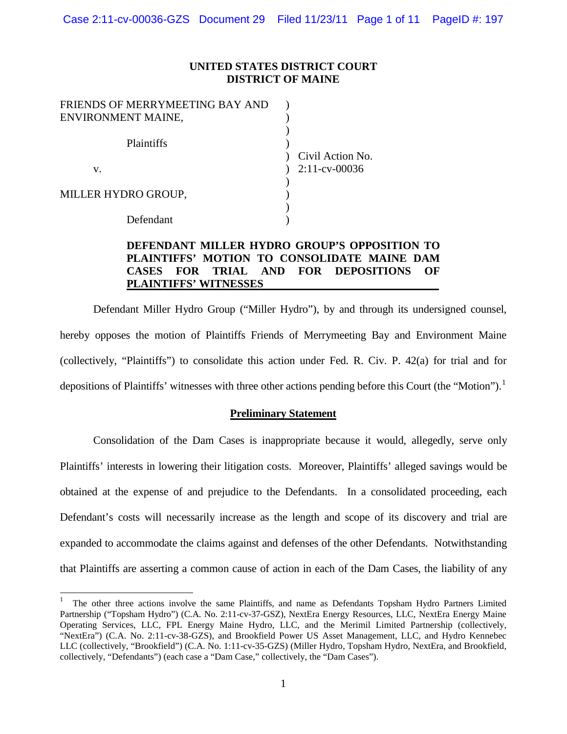**UNITED STATES DISTRICT COURT**
**DISTRICT OF MAINE**

| | |
|---|---|
| FRIENDS OF MERRYMEETING BAY AND ENVIRONMENT MAINE, | ) |
| Plaintiffs | ) |
| v. | ) Civil Action No. 2:11-cv-00036 |
| MILLER HYDRO GROUP, | ) |
| Defendant | ) |

**DEFENDANT MILLER HYDRO GROUP'S OPPOSITION TO PLAINTIFFS' MOTION TO CONSOLIDATE MAINE DAM CASES FOR TRIAL AND FOR DEPOSITIONS OF PLAINTIFFS' WITNESSES**

Defendant Miller Hydro Group ("Miller Hydro"), by and through its undersigned counsel, hereby opposes the motion of Plaintiffs Friends of Merrymeeting Bay and Environment Maine (collectively, "Plaintiffs") to consolidate this action under Fed. R. Civ. P. 42(a) for trial and for depositions of Plaintiffs' witnesses with three other actions pending before this Court (the "Motion").[1]

## Preliminary Statement

Consolidation of the Dam Cases is inappropriate because it would, allegedly, serve only Plaintiffs' interests in lowering their litigation costs. Moreover, Plaintiffs' alleged savings would be obtained at the expense of and prejudice to the Defendants. In a consolidated proceeding, each Defendant's costs will necessarily increase as the length and scope of its discovery and trial are expanded to accommodate the claims against and defenses of the other Defendants. Notwithstanding that Plaintiffs are asserting a common cause of action in each of the Dam Cases, the liability of any

---

[1] The other three actions involve the same Plaintiffs, and name as Defendants Topsham Hydro Partners Limited Partnership ("Topsham Hydro") (C.A. No. 2:11-cv-37-GSZ), NextEra Energy Resources, LLC, NextEra Energy Maine Operating Services, LLC, FPL Energy Maine Hydro, LLC, and the Merimil Limited Partnership (collectively, "NextEra") (C.A. No. 2:11-cv-38-GZS), and Brookfield Power US Asset Management, LLC, and Hydro Kennebec LLC (collectively, "Brookfield") (C.A. No. 1:11-cv-35-GZS) (Miller Hydro, Topsham Hydro, NextEra, and Brookfield, collectively, "Defendants") (each case a "Dam Case," collectively, the "Dam Cases").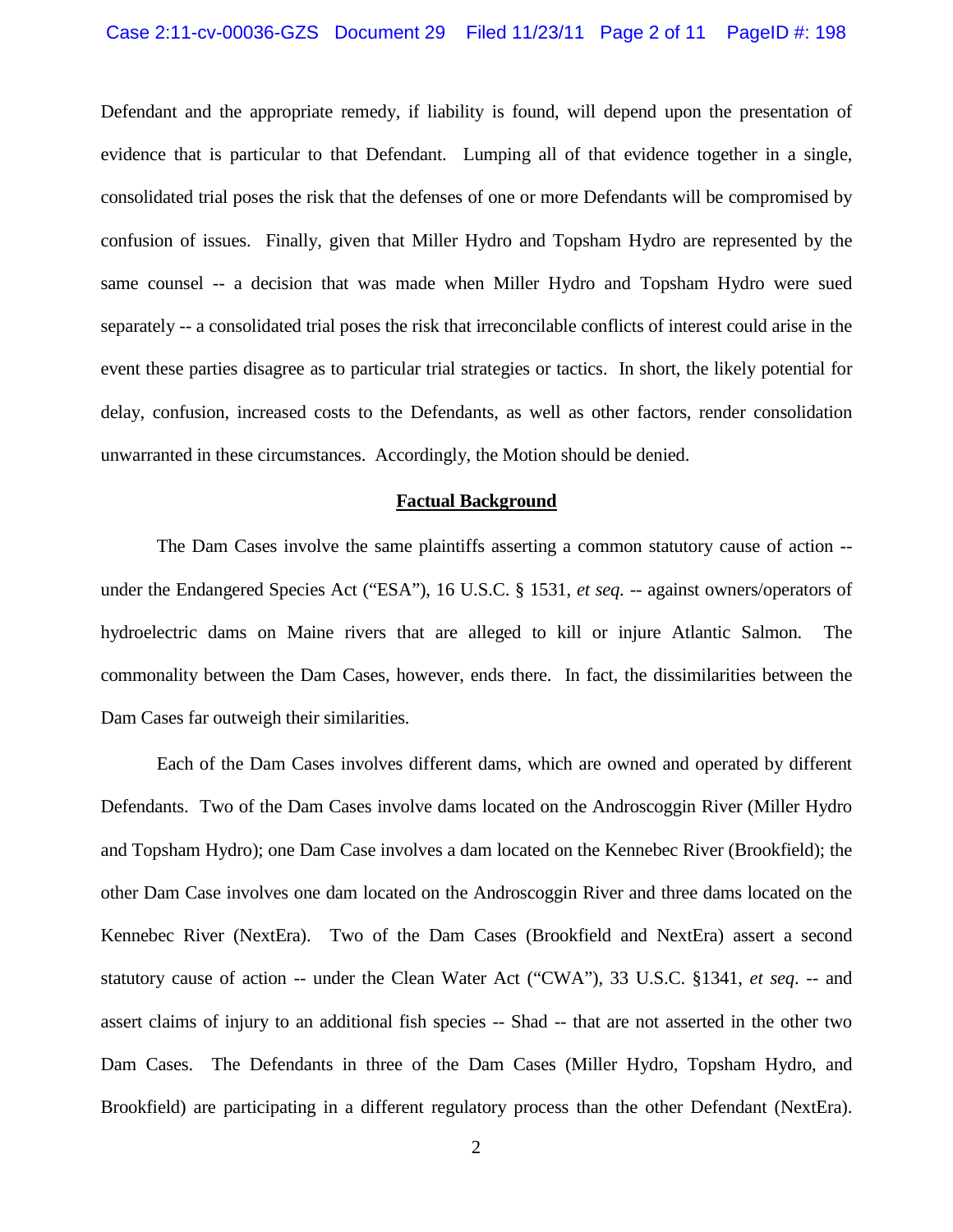Defendant and the appropriate remedy, if liability is found, will depend upon the presentation of evidence that is particular to that Defendant. Lumping all of that evidence together in a single, consolidated trial poses the risk that the defenses of one or more Defendants will be compromised by confusion of issues. Finally, given that Miller Hydro and Topsham Hydro are represented by the same counsel -- a decision that was made when Miller Hydro and Topsham Hydro were sued separately -- a consolidated trial poses the risk that irreconcilable conflicts of interest could arise in the event these parties disagree as to particular trial strategies or tactics. In short, the likely potential for delay, confusion, increased costs to the Defendants, as well as other factors, render consolidation unwarranted in these circumstances. Accordingly, the Motion should be denied.

## **Factual Background**

The Dam Cases involve the same plaintiffs asserting a common statutory cause of action -- under the Endangered Species Act ("ESA"), 16 U.S.C. § 1531, *et seq.* -- against owners/operators of hydroelectric dams on Maine rivers that are alleged to kill or injure Atlantic Salmon. The commonality between the Dam Cases, however, ends there. In fact, the dissimilarities between the Dam Cases far outweigh their similarities.

Each of the Dam Cases involves different dams, which are owned and operated by different Defendants. Two of the Dam Cases involve dams located on the Androscoggin River (Miller Hydro and Topsham Hydro); one Dam Case involves a dam located on the Kennebec River (Brookfield); the other Dam Case involves one dam located on the Androscoggin River and three dams located on the Kennebec River (NextEra). Two of the Dam Cases (Brookfield and NextEra) assert a second statutory cause of action -- under the Clean Water Act ("CWA"), 33 U.S.C. §1341, *et seq.* -- and assert claims of injury to an additional fish species -- Shad -- that are not asserted in the other two Dam Cases. The Defendants in three of the Dam Cases (Miller Hydro, Topsham Hydro, and Brookfield) are participating in a different regulatory process than the other Defendant (NextEra).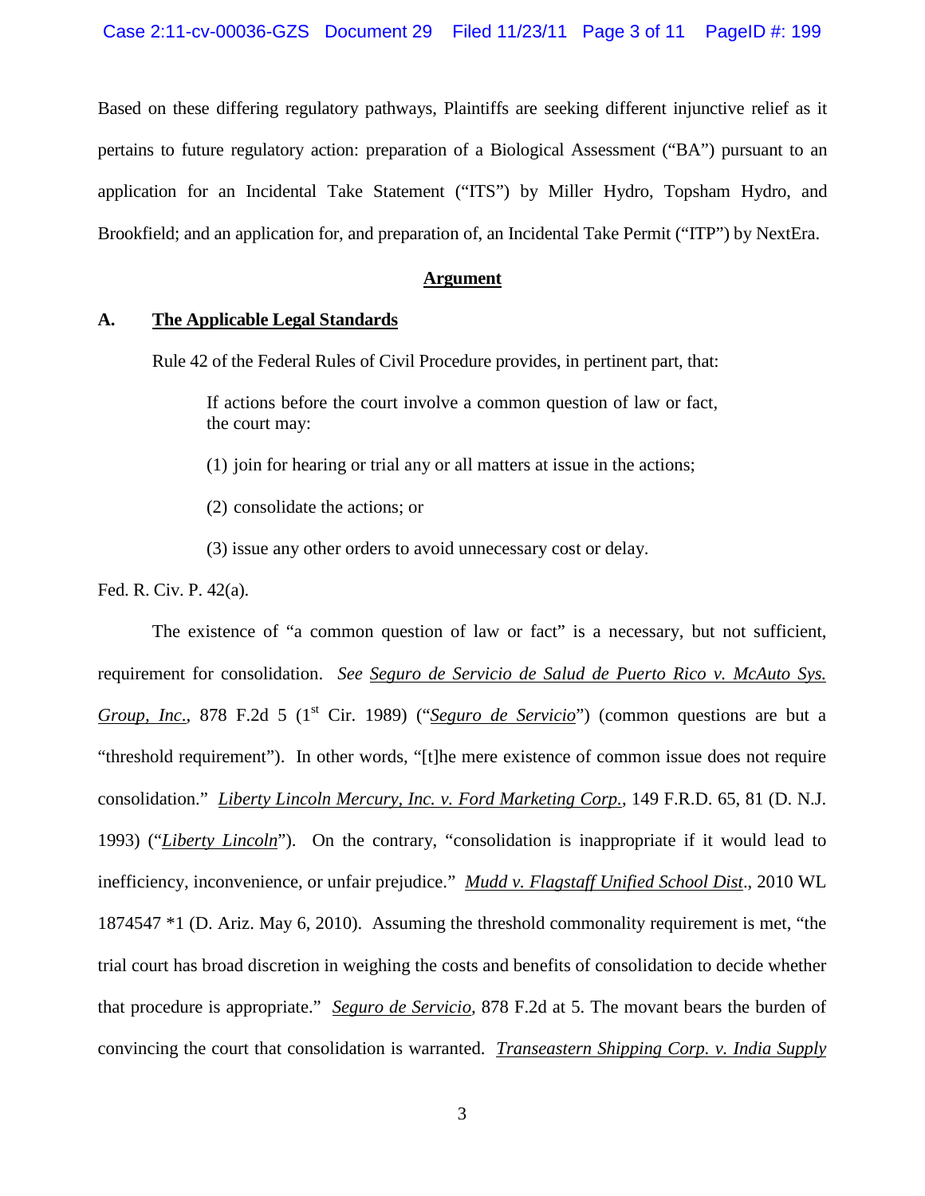Based on these differing regulatory pathways, Plaintiffs are seeking different injunctive relief as it pertains to future regulatory action: preparation of a Biological Assessment ("BA") pursuant to an application for an Incidental Take Statement ("ITS") by Miller Hydro, Topsham Hydro, and Brookfield; and an application for, and preparation of, an Incidental Take Permit ("ITP") by NextEra.

**Argument**

**A. The Applicable Legal Standards**

Rule 42 of the Federal Rules of Civil Procedure provides, in pertinent part, that:

> If actions before the court involve a common question of law or fact, the court may:
>
> (1) join for hearing or trial any or all matters at issue in the actions;
>
> (2) consolidate the actions; or
>
> (3) issue any other orders to avoid unnecessary cost or delay.

Fed. R. Civ. P. 42(a).

The existence of "a common question of law or fact" is a necessary, but not sufficient, requirement for consolidation. *See Seguro de Servicio de Salud de Puerto Rico v. McAuto Sys. Group, Inc.*, 878 F.2d 5 (1st Cir. 1989) ("*Seguro de Servicio*") (common questions are but a "threshold requirement"). In other words, "[t]he mere existence of common issue does not require consolidation." *Liberty Lincoln Mercury, Inc. v. Ford Marketing Corp.*, 149 F.R.D. 65, 81 (D. N.J. 1993) ("*Liberty Lincoln*"). On the contrary, "consolidation is inappropriate if it would lead to inefficiency, inconvenience, or unfair prejudice." *Mudd v. Flagstaff Unified School Dist*., 2010 WL 1874547 *1 (D. Ariz. May 6, 2010). Assuming the threshold commonality requirement is met, "the trial court has broad discretion in weighing the costs and benefits of consolidation to decide whether that procedure is appropriate." *Seguro de Servicio*, 878 F.2d at 5. The movant bears the burden of convincing the court that consolidation is warranted. *Transeastern Shipping Corp. v. India Supply*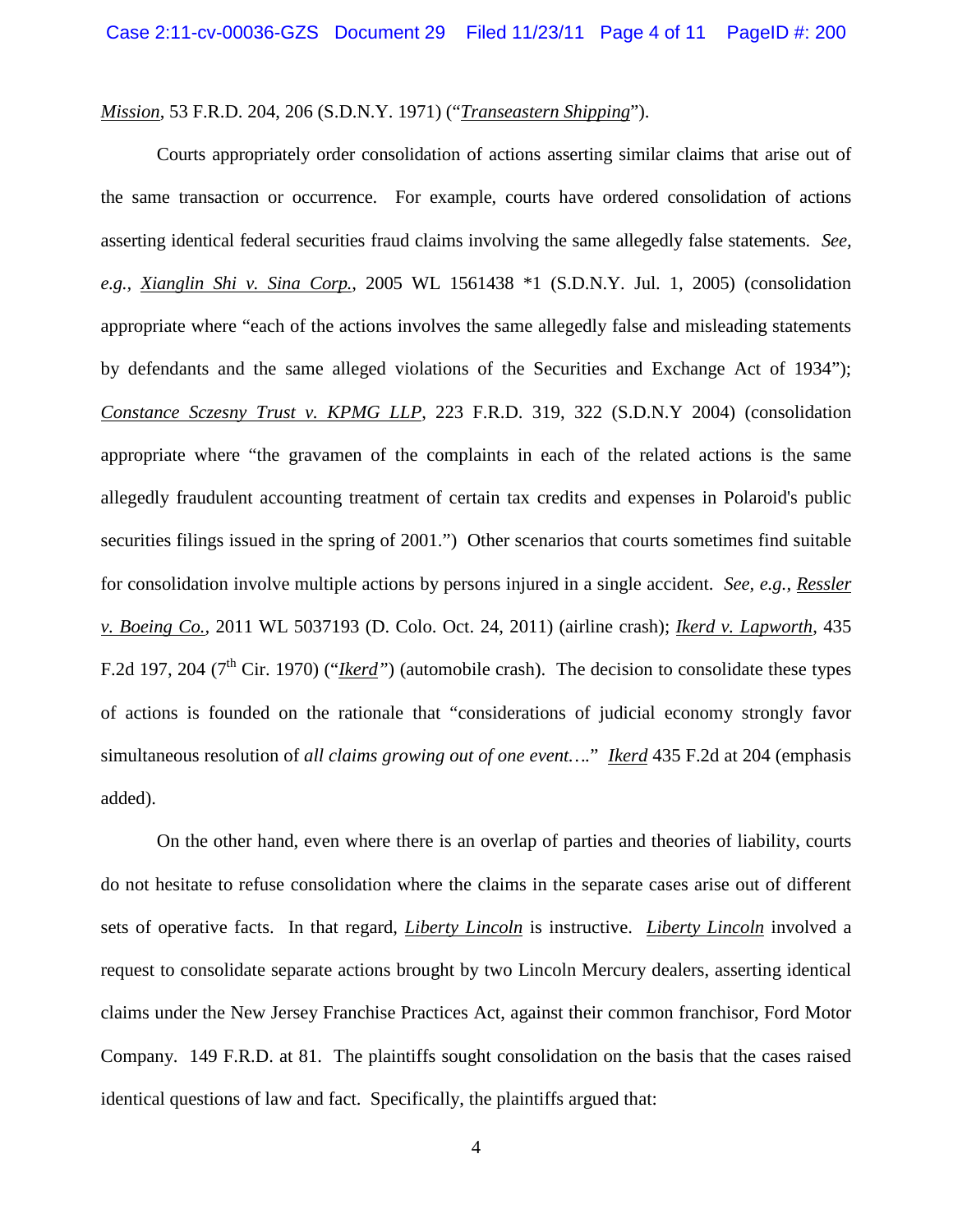*Mission*, 53 F.R.D. 204, 206 (S.D.N.Y. 1971) ("*Transeastern Shipping*").

Courts appropriately order consolidation of actions asserting similar claims that arise out of the same transaction or occurrence. For example, courts have ordered consolidation of actions asserting identical federal securities fraud claims involving the same allegedly false statements. *See, e.g., Xianglin Shi v. Sina Corp.*, 2005 WL 1561438 *1 (S.D.N.Y. Jul. 1, 2005) (consolidation appropriate where "each of the actions involves the same allegedly false and misleading statements by defendants and the same alleged violations of the Securities and Exchange Act of 1934"); *Constance Sczesny Trust v. KPMG LLP*, 223 F.R.D. 319, 322 (S.D.N.Y 2004) (consolidation appropriate where "the gravamen of the complaints in each of the related actions is the same allegedly fraudulent accounting treatment of certain tax credits and expenses in Polaroid's public securities filings issued in the spring of 2001.") Other scenarios that courts sometimes find suitable for consolidation involve multiple actions by persons injured in a single accident. *See, e.g., Ressler v. Boeing Co.*, 2011 WL 5037193 (D. Colo. Oct. 24, 2011) (airline crash); *Ikerd v. Lapworth*, 435 F.2d 197, 204 (7th Cir. 1970) ("*Ikerd*") (automobile crash). The decision to consolidate these types of actions is founded on the rationale that "considerations of judicial economy strongly favor simultaneous resolution of *all claims growing out of one event…*." *Ikerd* 435 F.2d at 204 (emphasis added).

On the other hand, even where there is an overlap of parties and theories of liability, courts do not hesitate to refuse consolidation where the claims in the separate cases arise out of different sets of operative facts. In that regard, *Liberty Lincoln* is instructive. *Liberty Lincoln* involved a request to consolidate separate actions brought by two Lincoln Mercury dealers, asserting identical claims under the New Jersey Franchise Practices Act, against their common franchisor, Ford Motor Company. 149 F.R.D. at 81. The plaintiffs sought consolidation on the basis that the cases raised identical questions of law and fact. Specifically, the plaintiffs argued that: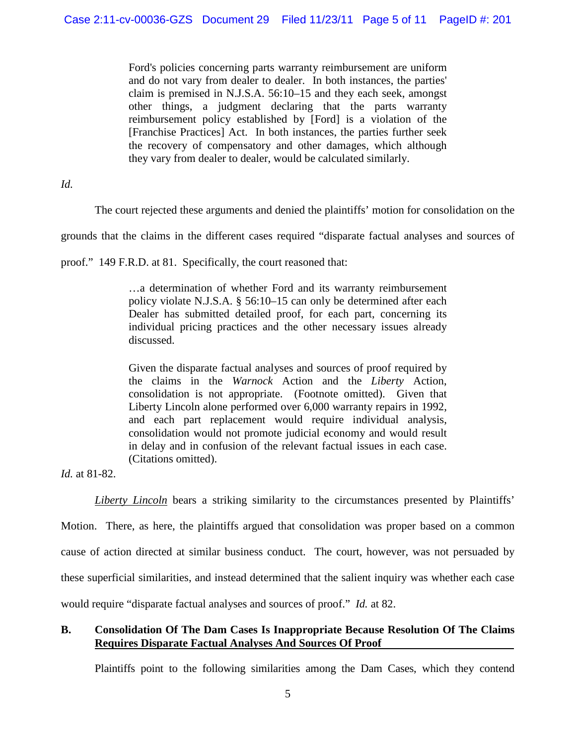> Ford's policies concerning parts warranty reimbursement are uniform and do not vary from dealer to dealer. In both instances, the parties' claim is premised in N.J.S.A. 56:10–15 and they each seek, amongst other things, a judgment declaring that the parts warranty reimbursement policy established by [Ford] is a violation of the [Franchise Practices] Act. In both instances, the parties further seek the recovery of compensatory and other damages, which although they vary from dealer to dealer, would be calculated similarly.

*Id.*

The court rejected these arguments and denied the plaintiffs' motion for consolidation on the grounds that the claims in the different cases required "disparate factual analyses and sources of proof." 149 F.R.D. at 81. Specifically, the court reasoned that:

> …a determination of whether Ford and its warranty reimbursement policy violate N.J.S.A. § 56:10–15 can only be determined after each Dealer has submitted detailed proof, for each part, concerning its individual pricing practices and the other necessary issues already discussed.
>
> Given the disparate factual analyses and sources of proof required by the claims in the *Warnock* Action and the *Liberty* Action, consolidation is not appropriate. (Footnote omitted). Given that Liberty Lincoln alone performed over 6,000 warranty repairs in 1992, and each part replacement would require individual analysis, consolidation would not promote judicial economy and would result in delay and in confusion of the relevant factual issues in each case. (Citations omitted).

*Id.* at 81-82.

*Liberty Lincoln* bears a striking similarity to the circumstances presented by Plaintiffs' Motion. There, as here, the plaintiffs argued that consolidation was proper based on a common cause of action directed at similar business conduct. The court, however, was not persuaded by these superficial similarities, and instead determined that the salient inquiry was whether each case would require "disparate factual analyses and sources of proof." *Id.* at 82.

**B. Consolidation Of The Dam Cases Is Inappropriate Because Resolution Of The Claims Requires Disparate Factual Analyses And Sources Of Proof**

Plaintiffs point to the following similarities among the Dam Cases, which they contend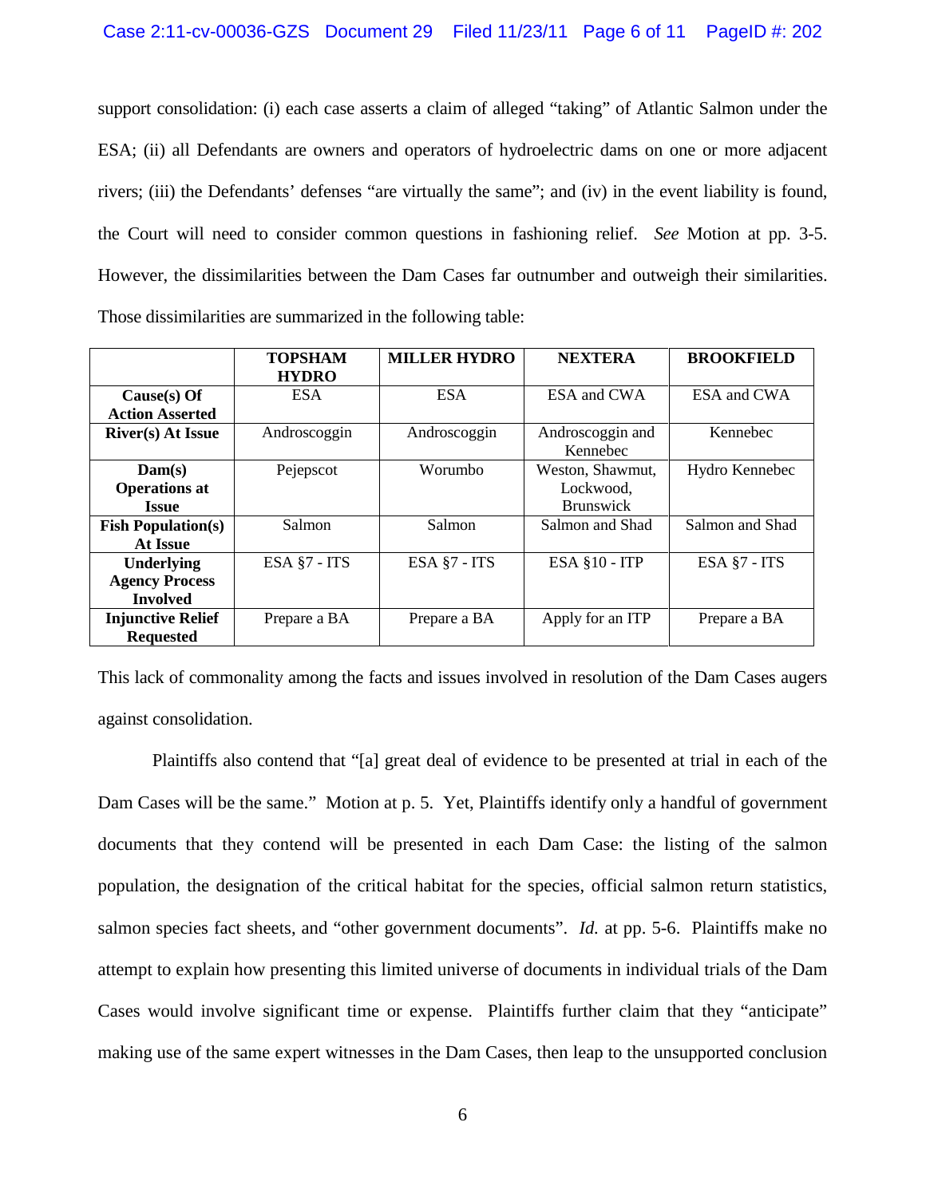support consolidation: (i) each case asserts a claim of alleged "taking" of Atlantic Salmon under the ESA; (ii) all Defendants are owners and operators of hydroelectric dams on one or more adjacent rivers; (iii) the Defendants' defenses "are virtually the same"; and (iv) in the event liability is found, the Court will need to consider common questions in fashioning relief. *See* Motion at pp. 3-5. However, the dissimilarities between the Dam Cases far outnumber and outweigh their similarities. Those dissimilarities are summarized in the following table:

| | **TOPSHAM HYDRO** | **MILLER HYDRO** | **NEXTERA** | **BROOKFIELD** |
|---|---|---|---|---|
| **Cause(s) Of Action Asserted** | ESA | ESA | ESA and CWA | ESA and CWA |
| **River(s) At Issue** | Androscoggin | Androscoggin | Androscoggin and Kennebec | Kennebec |
| **Dam(s) Operations at Issue** | Pejepscot | Worumbo | Weston, Shawmut, Lockwood, Brunswick | Hydro Kennebec |
| **Fish Population(s) At Issue** | Salmon | Salmon | Salmon and Shad | Salmon and Shad |
| **Underlying Agency Process Involved** | ESA §7 - ITS | ESA §7 - ITS | ESA §10 - ITP | ESA §7 - ITS |
| **Injunctive Relief Requested** | Prepare a BA | Prepare a BA | Apply for an ITP | Prepare a BA |

This lack of commonality among the facts and issues involved in resolution of the Dam Cases augers against consolidation.

Plaintiffs also contend that "[a] great deal of evidence to be presented at trial in each of the Dam Cases will be the same." Motion at p. 5. Yet, Plaintiffs identify only a handful of government documents that they contend will be presented in each Dam Case: the listing of the salmon population, the designation of the critical habitat for the species, official salmon return statistics, salmon species fact sheets, and "other government documents". *Id.* at pp. 5-6. Plaintiffs make no attempt to explain how presenting this limited universe of documents in individual trials of the Dam Cases would involve significant time or expense. Plaintiffs further claim that they "anticipate" making use of the same expert witnesses in the Dam Cases, then leap to the unsupported conclusion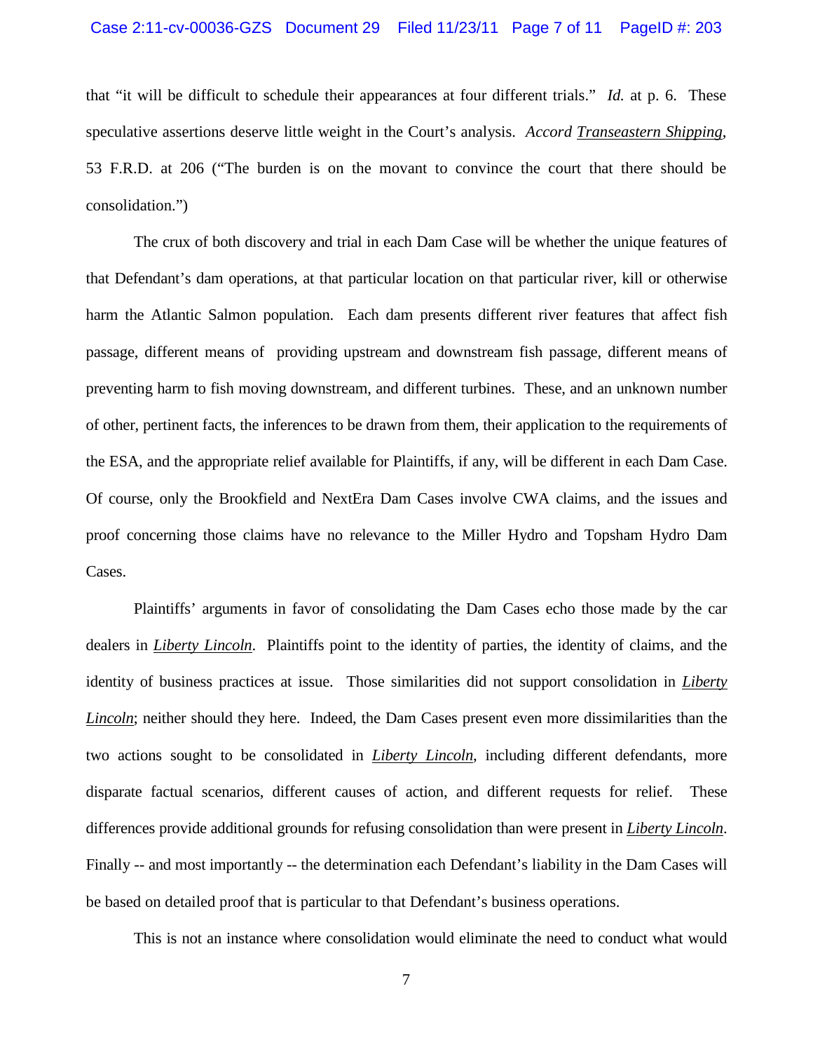that "it will be difficult to schedule their appearances at four different trials." *Id.* at p. 6. These speculative assertions deserve little weight in the Court's analysis. *Accord Transeastern Shipping*, 53 F.R.D. at 206 ("The burden is on the movant to convince the court that there should be consolidation.")

The crux of both discovery and trial in each Dam Case will be whether the unique features of that Defendant's dam operations, at that particular location on that particular river, kill or otherwise harm the Atlantic Salmon population. Each dam presents different river features that affect fish passage, different means of providing upstream and downstream fish passage, different means of preventing harm to fish moving downstream, and different turbines. These, and an unknown number of other, pertinent facts, the inferences to be drawn from them, their application to the requirements of the ESA, and the appropriate relief available for Plaintiffs, if any, will be different in each Dam Case. Of course, only the Brookfield and NextEra Dam Cases involve CWA claims, and the issues and proof concerning those claims have no relevance to the Miller Hydro and Topsham Hydro Dam Cases.

Plaintiffs' arguments in favor of consolidating the Dam Cases echo those made by the car dealers in ***Liberty Lincoln***. Plaintiffs point to the identity of parties, the identity of claims, and the identity of business practices at issue. Those similarities did not support consolidation in ***Liberty Lincoln***; neither should they here. Indeed, the Dam Cases present even more dissimilarities than the two actions sought to be consolidated in ***Liberty Lincoln***, including different defendants, more disparate factual scenarios, different causes of action, and different requests for relief. These differences provide additional grounds for refusing consolidation than were present in ***Liberty Lincoln***. Finally -- and most importantly -- the determination each Defendant's liability in the Dam Cases will be based on detailed proof that is particular to that Defendant's business operations.

This is not an instance where consolidation would eliminate the need to conduct what would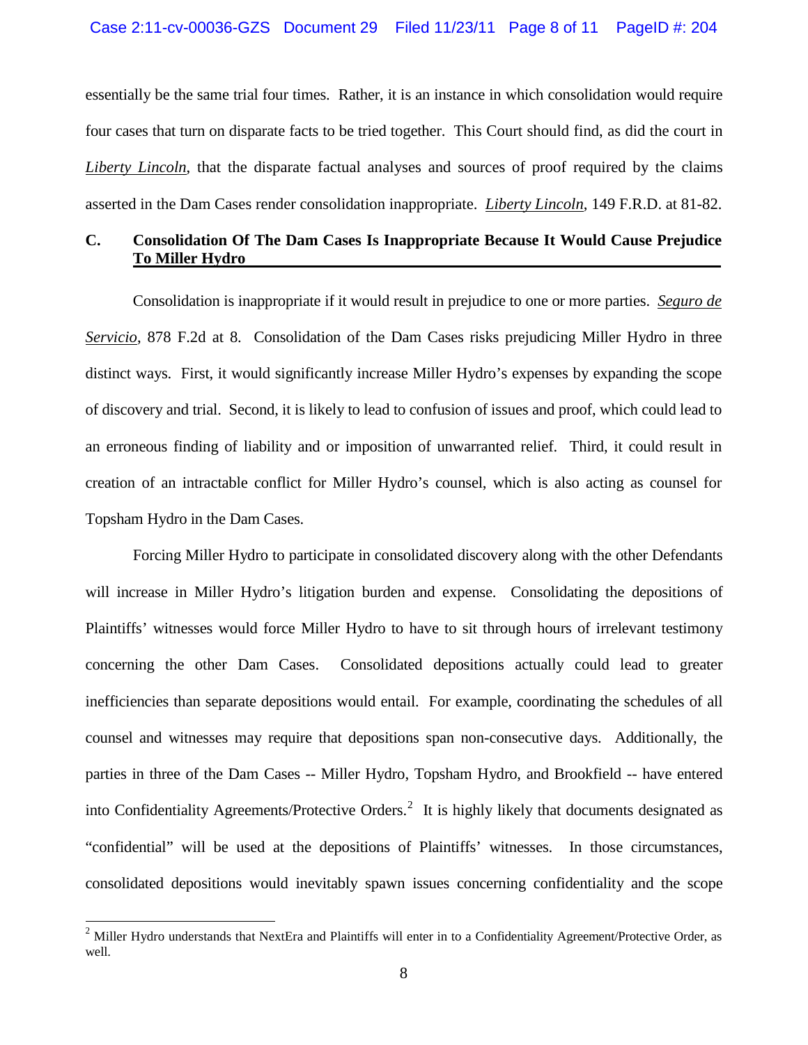essentially be the same trial four times. Rather, it is an instance in which consolidation would require four cases that turn on disparate facts to be tried together. This Court should find, as did the court in *Liberty Lincoln*, that the disparate factual analyses and sources of proof required by the claims asserted in the Dam Cases render consolidation inappropriate. *Liberty Lincoln*, 149 F.R.D. at 81-82.

### C. Consolidation Of The Dam Cases Is Inappropriate Because It Would Cause Prejudice To Miller Hydro

Consolidation is inappropriate if it would result in prejudice to one or more parties. *Seguro de Servicio*, 878 F.2d at 8. Consolidation of the Dam Cases risks prejudicing Miller Hydro in three distinct ways. First, it would significantly increase Miller Hydro's expenses by expanding the scope of discovery and trial. Second, it is likely to lead to confusion of issues and proof, which could lead to an erroneous finding of liability and or imposition of unwarranted relief. Third, it could result in creation of an intractable conflict for Miller Hydro's counsel, which is also acting as counsel for Topsham Hydro in the Dam Cases.

Forcing Miller Hydro to participate in consolidated discovery along with the other Defendants will increase in Miller Hydro's litigation burden and expense. Consolidating the depositions of Plaintiffs' witnesses would force Miller Hydro to have to sit through hours of irrelevant testimony concerning the other Dam Cases. Consolidated depositions actually could lead to greater inefficiencies than separate depositions would entail. For example, coordinating the schedules of all counsel and witnesses may require that depositions span non-consecutive days. Additionally, the parties in three of the Dam Cases -- Miller Hydro, Topsham Hydro, and Brookfield -- have entered into Confidentiality Agreements/Protective Orders.[2] It is highly likely that documents designated as "confidential" will be used at the depositions of Plaintiffs' witnesses. In those circumstances, consolidated depositions would inevitably spawn issues concerning confidentiality and the scope

[2] Miller Hydro understands that NextEra and Plaintiffs will enter in to a Confidentiality Agreement/Protective Order, as well.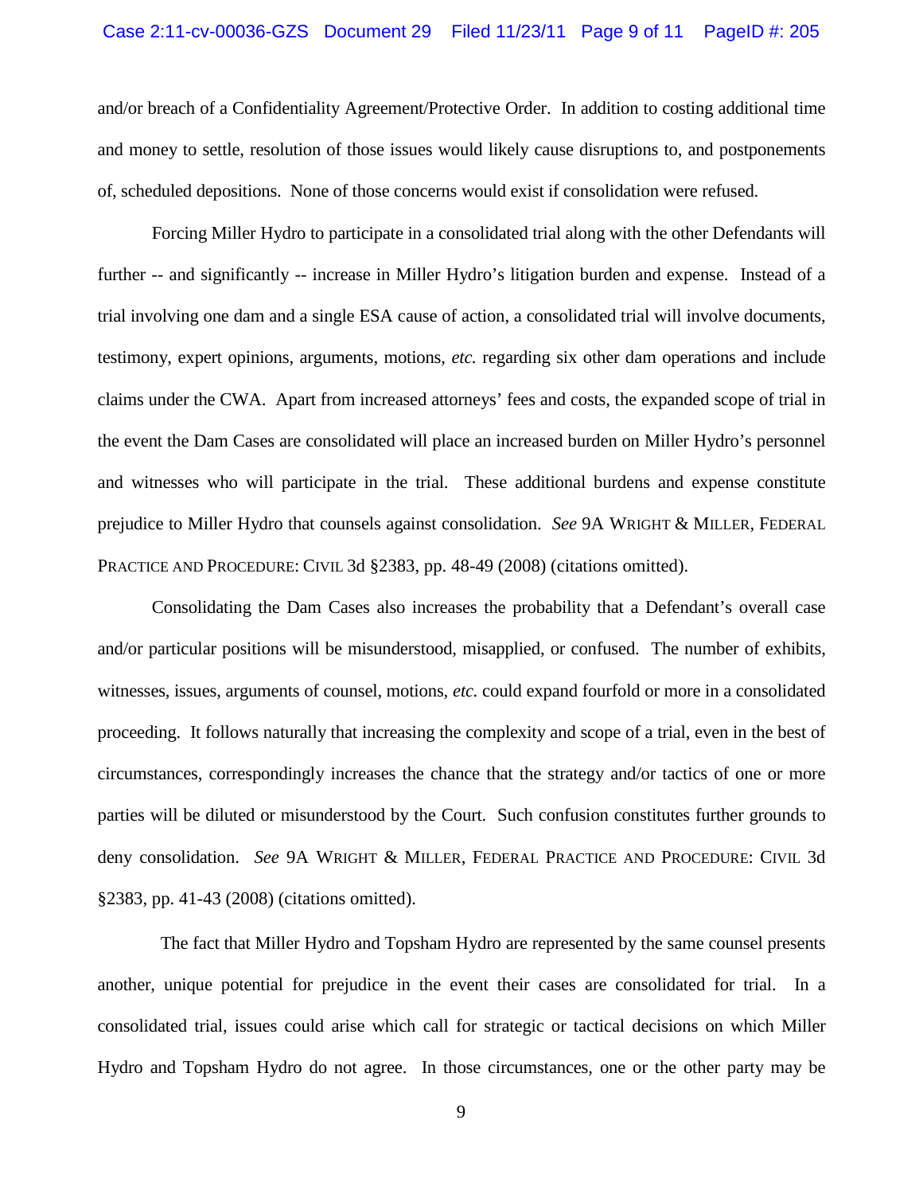and/or breach of a Confidentiality Agreement/Protective Order. In addition to costing additional time and money to settle, resolution of those issues would likely cause disruptions to, and postponements of, scheduled depositions. None of those concerns would exist if consolidation were refused.

Forcing Miller Hydro to participate in a consolidated trial along with the other Defendants will further -- and significantly -- increase in Miller Hydro's litigation burden and expense. Instead of a trial involving one dam and a single ESA cause of action, a consolidated trial will involve documents, testimony, expert opinions, arguments, motions, *etc.* regarding six other dam operations and include claims under the CWA. Apart from increased attorneys' fees and costs, the expanded scope of trial in the event the Dam Cases are consolidated will place an increased burden on Miller Hydro's personnel and witnesses who will participate in the trial. These additional burdens and expense constitute prejudice to Miller Hydro that counsels against consolidation. *See* 9A WRIGHT & MILLER, FEDERAL PRACTICE AND PROCEDURE: CIVIL 3d §2383, pp. 48-49 (2008) (citations omitted).

Consolidating the Dam Cases also increases the probability that a Defendant's overall case and/or particular positions will be misunderstood, misapplied, or confused. The number of exhibits, witnesses, issues, arguments of counsel, motions, *etc.* could expand fourfold or more in a consolidated proceeding. It follows naturally that increasing the complexity and scope of a trial, even in the best of circumstances, correspondingly increases the chance that the strategy and/or tactics of one or more parties will be diluted or misunderstood by the Court. Such confusion constitutes further grounds to deny consolidation. *See* 9A WRIGHT & MILLER, FEDERAL PRACTICE AND PROCEDURE: CIVIL 3d §2383, pp. 41-43 (2008) (citations omitted).

The fact that Miller Hydro and Topsham Hydro are represented by the same counsel presents another, unique potential for prejudice in the event their cases are consolidated for trial. In a consolidated trial, issues could arise which call for strategic or tactical decisions on which Miller Hydro and Topsham Hydro do not agree. In those circumstances, one or the other party may be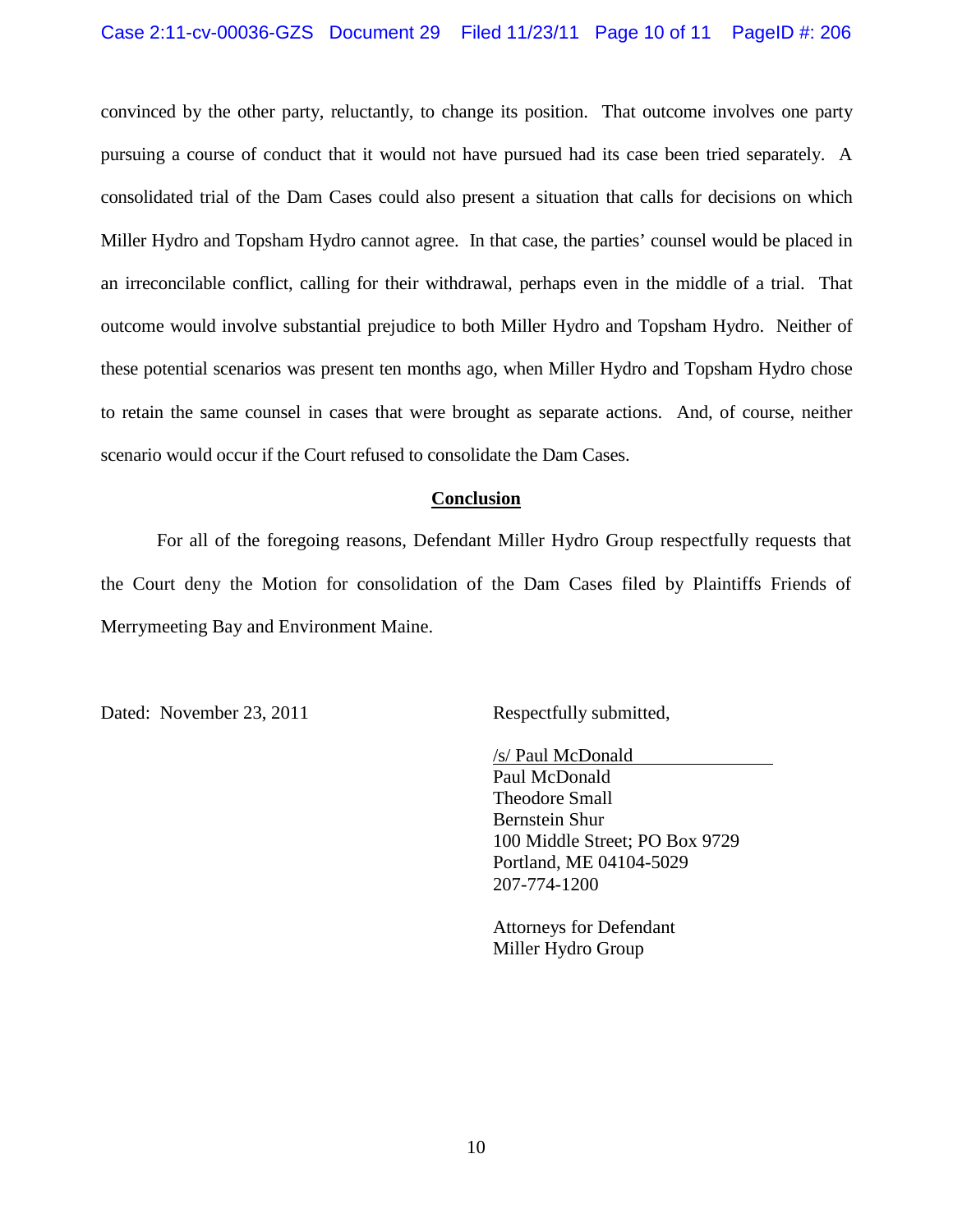convinced by the other party, reluctantly, to change its position. That outcome involves one party pursuing a course of conduct that it would not have pursued had its case been tried separately. A consolidated trial of the Dam Cases could also present a situation that calls for decisions on which Miller Hydro and Topsham Hydro cannot agree. In that case, the parties' counsel would be placed in an irreconcilable conflict, calling for their withdrawal, perhaps even in the middle of a trial. That outcome would involve substantial prejudice to both Miller Hydro and Topsham Hydro. Neither of these potential scenarios was present ten months ago, when Miller Hydro and Topsham Hydro chose to retain the same counsel in cases that were brought as separate actions. And, of course, neither scenario would occur if the Court refused to consolidate the Dam Cases.

## Conclusion

For all of the foregoing reasons, Defendant Miller Hydro Group respectfully requests that the Court deny the Motion for consolidation of the Dam Cases filed by Plaintiffs Friends of Merrymeeting Bay and Environment Maine.

Dated: November 23, 2011

Respectfully submitted,

/s/ Paul McDonald
Paul McDonald
Theodore Small
Bernstein Shur
100 Middle Street; PO Box 9729
Portland, ME 04104-5029
207-774-1200

Attorneys for Defendant
Miller Hydro Group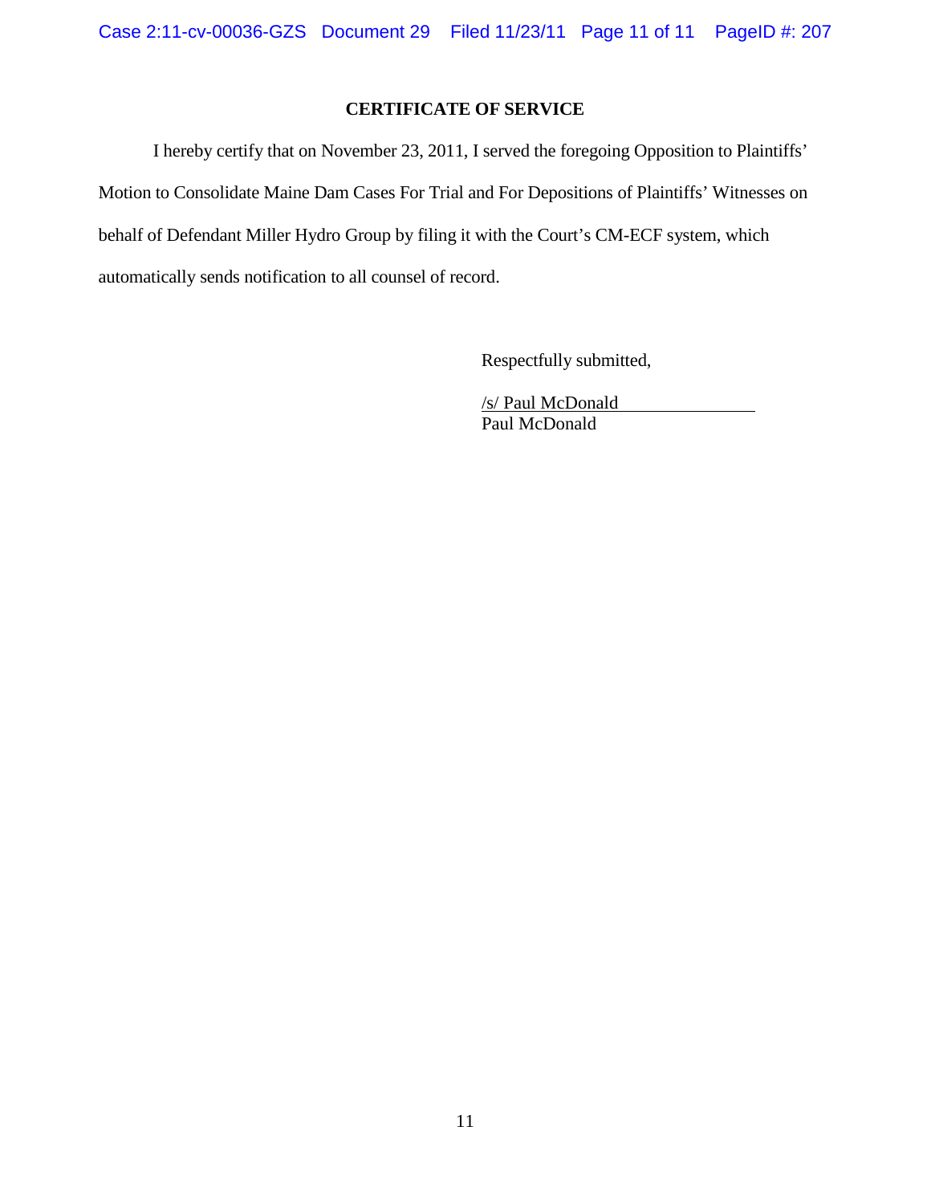**CERTIFICATE OF SERVICE**

I hereby certify that on November 23, 2011, I served the foregoing Opposition to Plaintiffs' Motion to Consolidate Maine Dam Cases For Trial and For Depositions of Plaintiffs' Witnesses on behalf of Defendant Miller Hydro Group by filing it with the Court's CM-ECF system, which automatically sends notification to all counsel of record.

Respectfully submitted,

/s/ Paul McDonald
Paul McDonald